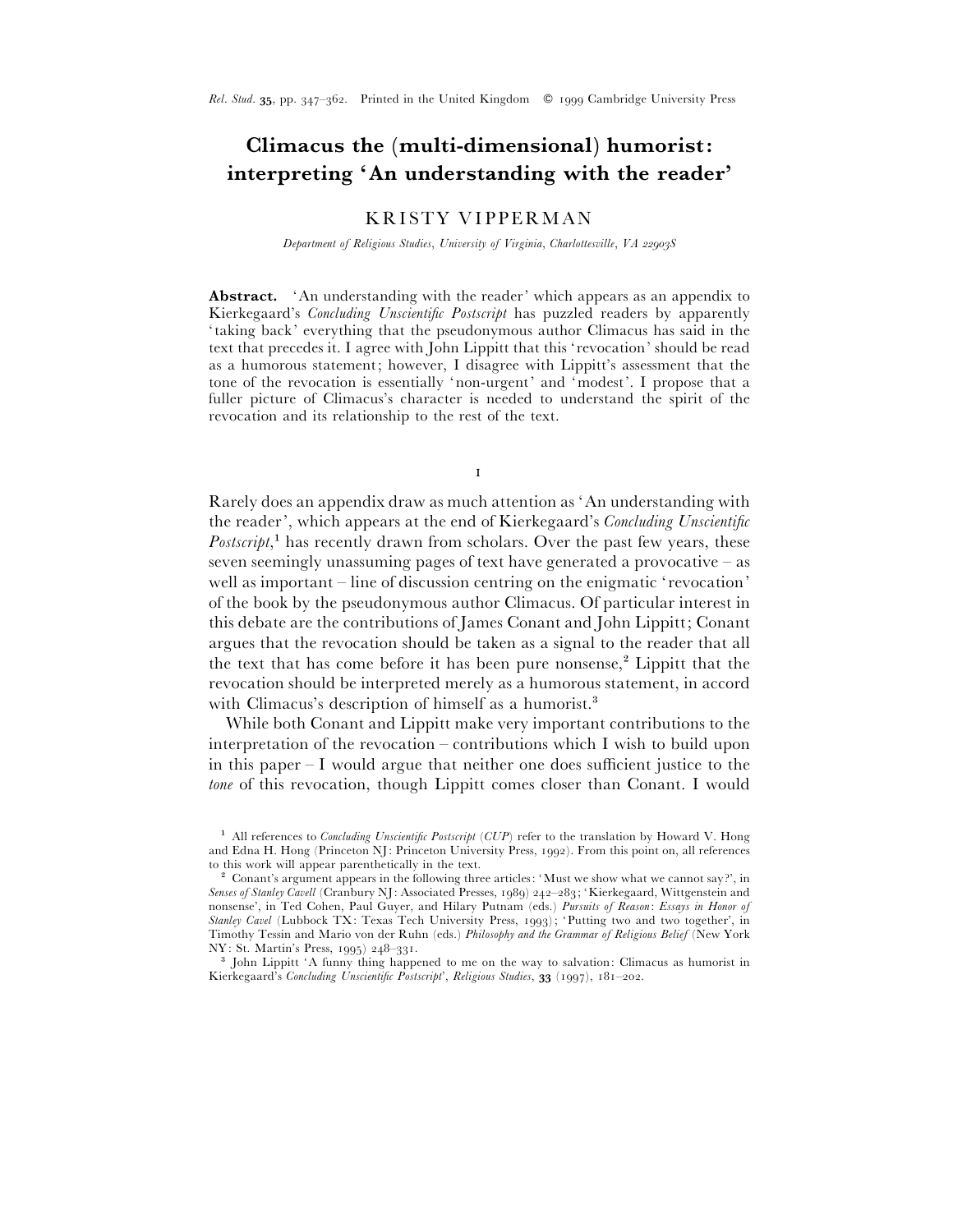# Climacus the (multi-dimensional) humorist: interpreting 'An understanding with the reader'

KRISTY VIPPERMAN

*Department of Religious Studies, University of Virginia, Charlottesville, VA 22903S*

**Abstract.** 'An understanding with the reader' which appears as an appendix to Kierkegaard's *Concluding Unscientific Postscript* has puzzled readers by apparently 'taking back' everything that the pseudonymous author Climacus has said in the text that precedes it. I agree with John Lippitt that this 'revocation' should be read as a humorous statement; however, I disagree with Lippitt's assessment that the tone of the revocation is essentially 'non-urgent' and 'modest'. I propose that a fuller picture of Climacus's character is needed to understand the spirit of the revocation and its relationship to the rest of the text.

## I

Rarely does an appendix draw as much attention as 'An understanding with the reader', which appears at the end of Kierkegaard's *Concluding Unscientific Postscript*,[1] has recently drawn from scholars. Over the past few years, these seven seemingly unassuming pages of text have generated a provocative – as well as important – line of discussion centring on the enigmatic 'revocation' of the book by the pseudonymous author Climacus. Of particular interest in this debate are the contributions of James Conant and John Lippitt; Conant argues that the revocation should be taken as a signal to the reader that all the text that has come before it has been pure nonsense,[2] Lippitt that the revocation should be interpreted merely as a humorous statement, in accord with Climacus's description of himself as a humorist.[3]

While both Conant and Lippitt make very important contributions to the interpretation of the revocation – contributions which I wish to build upon in this paper – I would argue that neither one does sufficient justice to the *tone* of this revocation, though Lippitt comes closer than Conant. I would

[1] All references to *Concluding Unscientific Postscript* (*CUP*) refer to the translation by Howard V. Hong and Edna H. Hong (Princeton NJ: Princeton University Press, 1992). From this point on, all references to this work will appear parenthetically in the text.

[2] Conant's argument appears in the following three articles: 'Must we show what we cannot say?', in *Senses of Stanley Cavell* (Cranbury NJ: Associated Presses, 1989) 242–283; 'Kierkegaard, Wittgenstein and nonsense', in Ted Cohen, Paul Guyer, and Hilary Putnam (eds.) *Pursuits of Reason: Essays in Honor of Stanley Cavel* (Lubbock TX: Texas Tech University Press, 1993); 'Putting two and two together', in Timothy Tessin and Mario von der Ruhn (eds.) *Philosophy and the Grammar of Religious Belief* (New York NY: St. Martin's Press, 1995) 248–331.

[3] John Lippitt 'A funny thing happened to me on the way to salvation: Climacus as humorist in Kierkegaard's *Concluding Unscientific Postscript*', *Religious Studies*, **33** (1997), 181–202.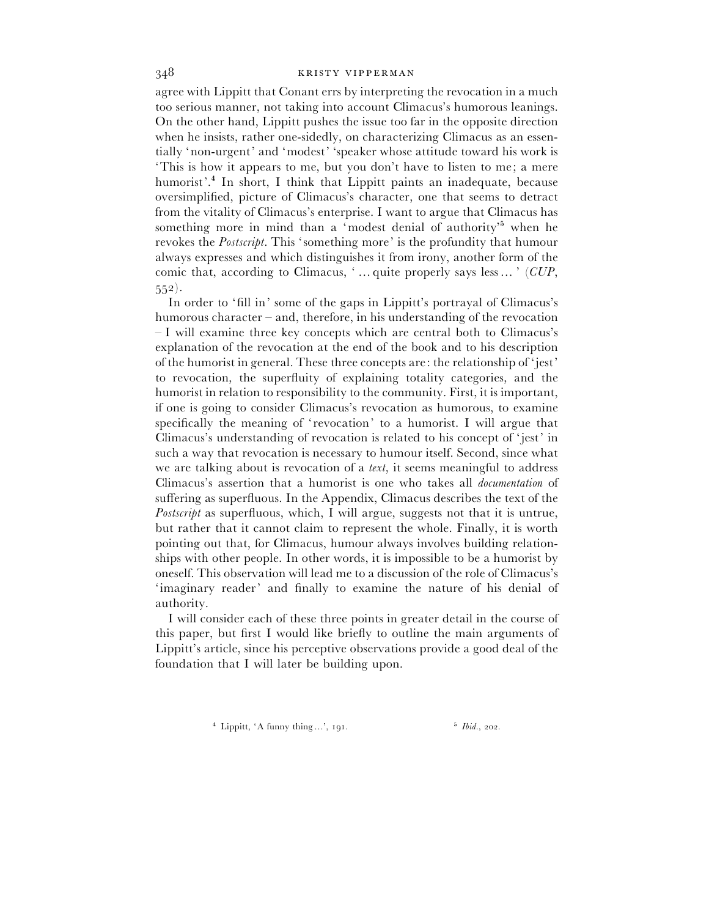agree with Lippitt that Conant errs by interpreting the revocation in a much too serious manner, not taking into account Climacus's humorous leanings. On the other hand, Lippitt pushes the issue too far in the opposite direction when he insists, rather one-sidedly, on characterizing Climacus as an essentially 'non-urgent' and 'modest' 'speaker whose attitude toward his work is 'This is how it appears to me, but you don't have to listen to me; a mere humorist'.[4] In short, I think that Lippitt paints an inadequate, because oversimplified, picture of Climacus's character, one that seems to detract from the vitality of Climacus's enterprise. I want to argue that Climacus has something more in mind than a 'modest denial of authority'[5] when he revokes the *Postscript*. This 'something more' is the profundity that humour always expresses and which distinguishes it from irony, another form of the comic that, according to Climacus, '…quite properly says less…' (*CUP*, 552).

In order to 'fill in' some of the gaps in Lippitt's portrayal of Climacus's humorous character – and, therefore, in his understanding of the revocation – I will examine three key concepts which are central both to Climacus's explanation of the revocation at the end of the book and to his description of the humorist in general. These three concepts are: the relationship of 'jest' to revocation, the superfluity of explaining totality categories, and the humorist in relation to responsibility to the community. First, it is important, if one is going to consider Climacus's revocation as humorous, to examine specifically the meaning of 'revocation' to a humorist. I will argue that Climacus's understanding of revocation is related to his concept of 'jest' in such a way that revocation is necessary to humour itself. Second, since what we are talking about is revocation of a *text*, it seems meaningful to address Climacus's assertion that a humorist is one who takes all *documentation* of suffering as superfluous. In the Appendix, Climacus describes the text of the *Postscript* as superfluous, which, I will argue, suggests not that it is untrue, but rather that it cannot claim to represent the whole. Finally, it is worth pointing out that, for Climacus, humour always involves building relationships with other people. In other words, it is impossible to be a humorist by oneself. This observation will lead me to a discussion of the role of Climacus's 'imaginary reader' and finally to examine the nature of his denial of authority.

I will consider each of these three points in greater detail in the course of this paper, but first I would like briefly to outline the main arguments of Lippitt's article, since his perceptive observations provide a good deal of the foundation that I will later be building upon.

[4] Lippitt, 'A funny thing…', 191.

[5] *Ibid.*, 202.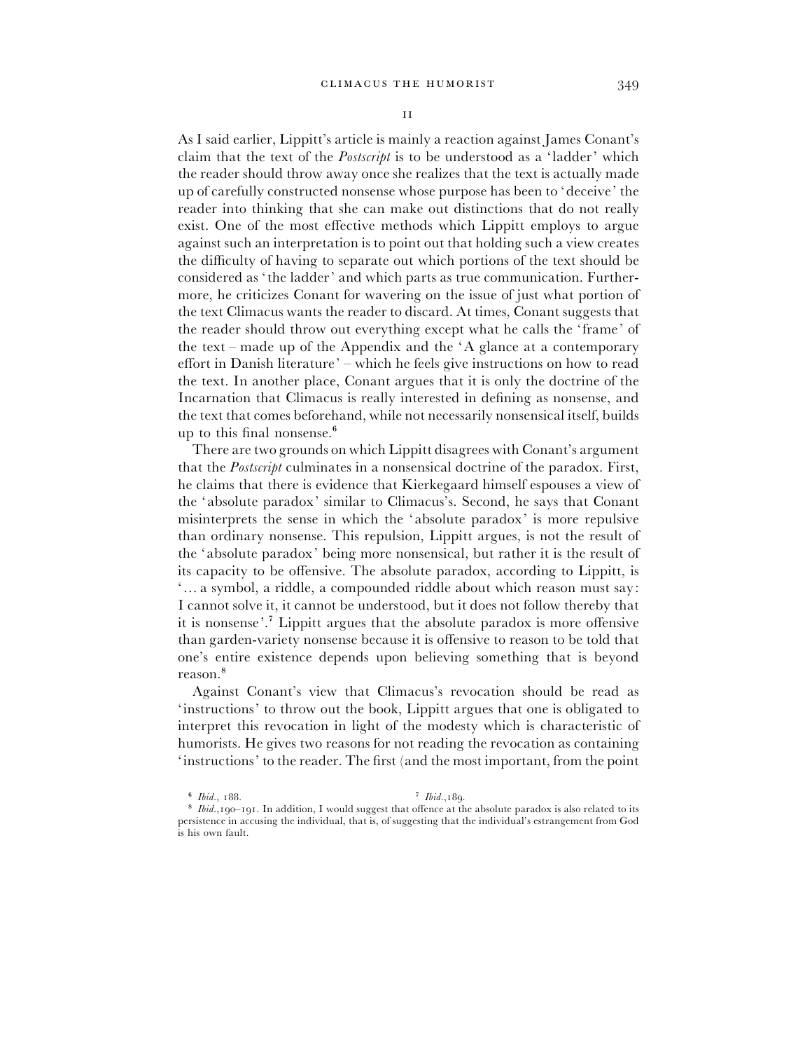## II

As I said earlier, Lippitt's article is mainly a reaction against James Conant's claim that the text of the *Postscript* is to be understood as a 'ladder' which the reader should throw away once she realizes that the text is actually made up of carefully constructed nonsense whose purpose has been to 'deceive' the reader into thinking that she can make out distinctions that do not really exist. One of the most effective methods which Lippitt employs to argue against such an interpretation is to point out that holding such a view creates the difficulty of having to separate out which portions of the text should be considered as 'the ladder' and which parts as true communication. Furthermore, he criticizes Conant for wavering on the issue of just what portion of the text Climacus wants the reader to discard. At times, Conant suggests that the reader should throw out everything except what he calls the 'frame' of the text – made up of the Appendix and the 'A glance at a contemporary effort in Danish literature' – which he feels give instructions on how to read the text. In another place, Conant argues that it is only the doctrine of the Incarnation that Climacus is really interested in defining as nonsense, and the text that comes beforehand, while not necessarily nonsensical itself, builds up to this final nonsense.[6]

There are two grounds on which Lippitt disagrees with Conant's argument that the *Postscript* culminates in a nonsensical doctrine of the paradox. First, he claims that there is evidence that Kierkegaard himself espouses a view of the 'absolute paradox' similar to Climacus's. Second, he says that Conant misinterprets the sense in which the 'absolute paradox' is more repulsive than ordinary nonsense. This repulsion, Lippitt argues, is not the result of the 'absolute paradox' being more nonsensical, but rather it is the result of its capacity to be offensive. The absolute paradox, according to Lippitt, is '… a symbol, a riddle, a compounded riddle about which reason must say: I cannot solve it, it cannot be understood, but it does not follow thereby that it is nonsense'.[7] Lippitt argues that the absolute paradox is more offensive than garden-variety nonsense because it is offensive to reason to be told that one's entire existence depends upon believing something that is beyond reason.[8]

Against Conant's view that Climacus's revocation should be read as 'instructions' to throw out the book, Lippitt argues that one is obligated to interpret this revocation in light of the modesty which is characteristic of humorists. He gives two reasons for not reading the revocation as containing 'instructions' to the reader. The first (and the most important, from the point

[6] *Ibid.*, 188.

[7] *Ibid.*, 189.

[8] *Ibid.*, 190–191. In addition, I would suggest that offence at the absolute paradox is also related to its persistence in accusing the individual, that is, of suggesting that the individual's estrangement from God is his own fault.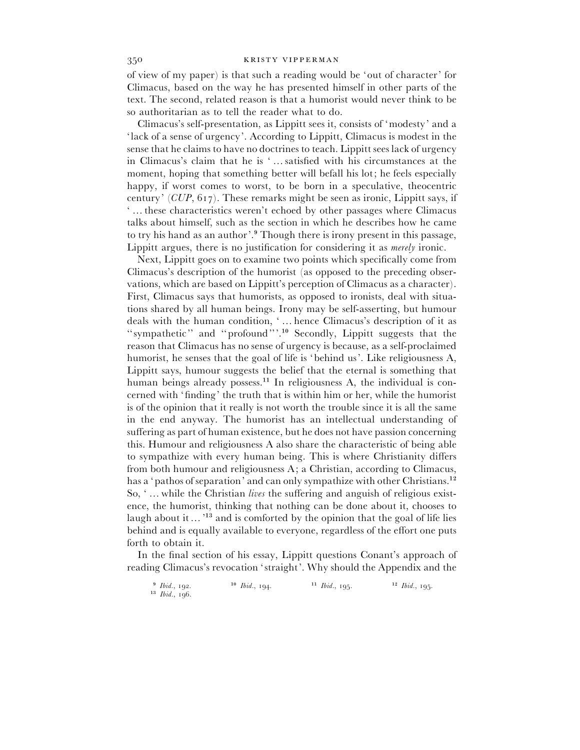of view of my paper) is that such a reading would be 'out of character' for Climacus, based on the way he has presented himself in other parts of the text. The second, related reason is that a humorist would never think to be so authoritarian as to tell the reader what to do.

Climacus's self-presentation, as Lippitt sees it, consists of 'modesty' and a 'lack of a sense of urgency'. According to Lippitt, Climacus is modest in the sense that he claims to have no doctrines to teach. Lippitt sees lack of urgency in Climacus's claim that he is '…satisfied with his circumstances at the moment, hoping that something better will befall his lot; he feels especially happy, if worst comes to worst, to be born in a speculative, theocentric century' (*CUP*, 617). These remarks might be seen as ironic, Lippitt says, if '… these characteristics weren't echoed by other passages where Climacus talks about himself, such as the section in which he describes how he came to try his hand as an author'.[9] Though there is irony present in this passage, Lippitt argues, there is no justification for considering it as *merely* ironic.

Next, Lippitt goes on to examine two points which specifically come from Climacus's description of the humorist (as opposed to the preceding observations, which are based on Lippitt's perception of Climacus as a character). First, Climacus says that humorists, as opposed to ironists, deal with situations shared by all human beings. Irony may be self-asserting, but humour deals with the human condition, '… hence Climacus's description of it as "sympathetic" and "profound"'.[10] Secondly, Lippitt suggests that the reason that Climacus has no sense of urgency is because, as a self-proclaimed humorist, he senses that the goal of life is 'behind us'. Like religiousness A, Lippitt says, humour suggests the belief that the eternal is something that human beings already possess.[11] In religiousness A, the individual is concerned with 'finding' the truth that is within him or her, while the humorist is of the opinion that it really is not worth the trouble since it is all the same in the end anyway. The humorist has an intellectual understanding of suffering as part of human existence, but he does not have passion concerning this. Humour and religiousness A also share the characteristic of being able to sympathize with every human being. This is where Christianity differs from both humour and religiousness A; a Christian, according to Climacus, has a 'pathos of separation' and can only sympathize with other Christians.[12] So, '… while the Christian *lives* the suffering and anguish of religious existence, the humorist, thinking that nothing can be done about it, chooses to laugh about it …'[13] and is comforted by the opinion that the goal of life lies behind and is equally available to everyone, regardless of the effort one puts forth to obtain it.

In the final section of his essay, Lippitt questions Conant's approach of reading Climacus's revocation 'straight'. Why should the Appendix and the

[9] *Ibid.*, 192. [10] *Ibid.*, 194. [11] *Ibid.*, 195. [12] *Ibid.*, 195.
[13] *Ibid.*, 196.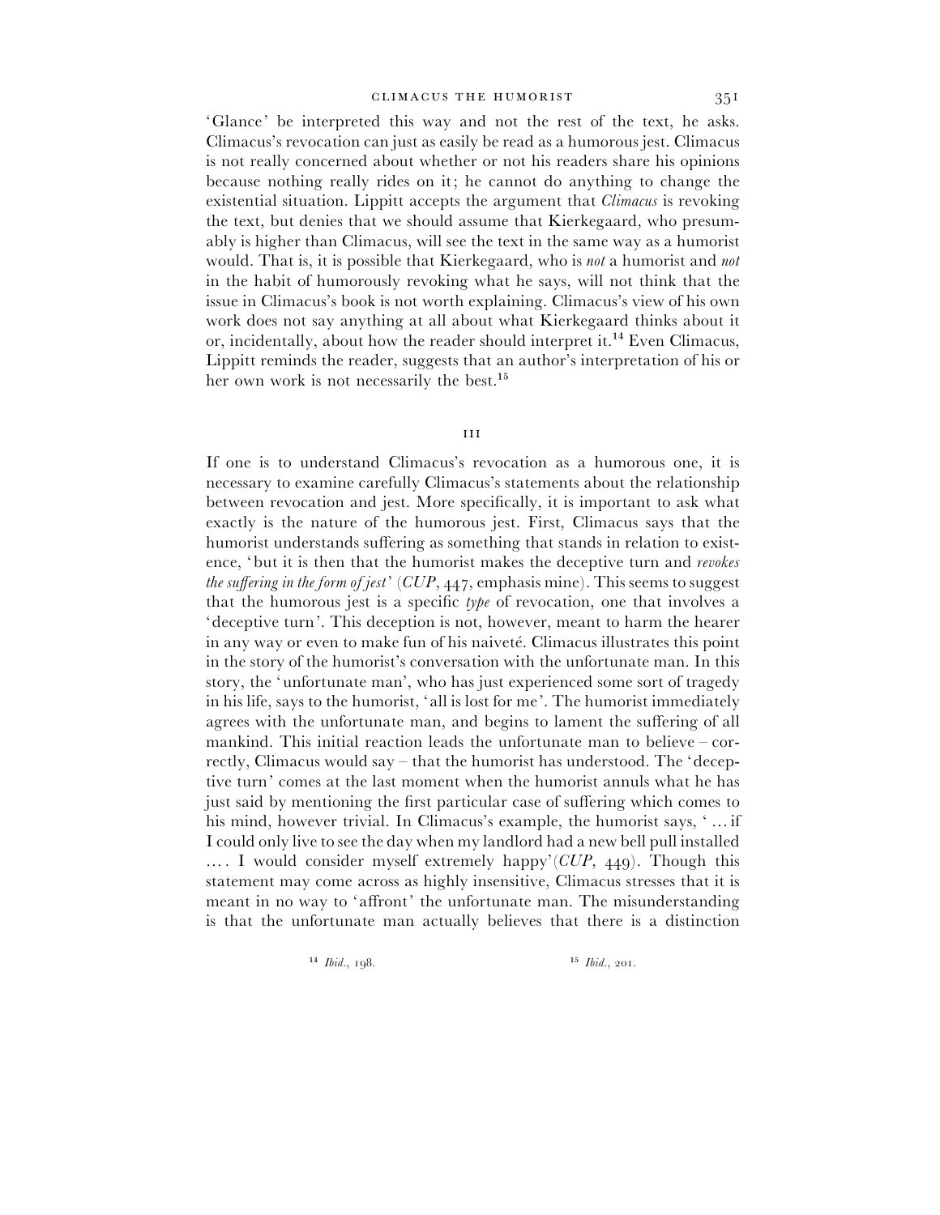'Glance' be interpreted this way and not the rest of the text, he asks. Climacus's revocation can just as easily be read as a humorous jest. Climacus is not really concerned about whether or not his readers share his opinions because nothing really rides on it; he cannot do anything to change the existential situation. Lippitt accepts the argument that *Climacus* is revoking the text, but denies that we should assume that Kierkegaard, who presumably is higher than Climacus, will see the text in the same way as a humorist would. That is, it is possible that Kierkegaard, who is *not* a humorist and *not* in the habit of humorously revoking what he says, will not think that the issue in Climacus's book is not worth explaining. Climacus's view of his own work does not say anything at all about what Kierkegaard thinks about it or, incidentally, about how the reader should interpret it.[14] Even Climacus, Lippitt reminds the reader, suggests that an author's interpretation of his or her own work is not necessarily the best.[15]

## III

If one is to understand Climacus's revocation as a humorous one, it is necessary to examine carefully Climacus's statements about the relationship between revocation and jest. More specifically, it is important to ask what exactly is the nature of the humorous jest. First, Climacus says that the humorist understands suffering as something that stands in relation to existence, 'but it is then that the humorist makes the deceptive turn and *revokes the suffering in the form of jest*' (*CUP*, 447, emphasis mine). This seems to suggest that the humorous jest is a specific *type* of revocation, one that involves a 'deceptive turn'. This deception is not, however, meant to harm the hearer in any way or even to make fun of his naiveté. Climacus illustrates this point in the story of the humorist's conversation with the unfortunate man. In this story, the 'unfortunate man', who has just experienced some sort of tragedy in his life, says to the humorist, 'all is lost for me'. The humorist immediately agrees with the unfortunate man, and begins to lament the suffering of all mankind. This initial reaction leads the unfortunate man to believe – correctly, Climacus would say – that the humorist has understood. The 'deceptive turn' comes at the last moment when the humorist annuls what he has just said by mentioning the first particular case of suffering which comes to his mind, however trivial. In Climacus's example, the humorist says, '… if I could only live to see the day when my landlord had a new bell pull installed …. I would consider myself extremely happy' (*CUP*, 449). Though this statement may come across as highly insensitive, Climacus stresses that it is meant in no way to 'affront' the unfortunate man. The misunderstanding is that the unfortunate man actually believes that there is a distinction

[14] *Ibid.*, 198.

[15] *Ibid.*, 201.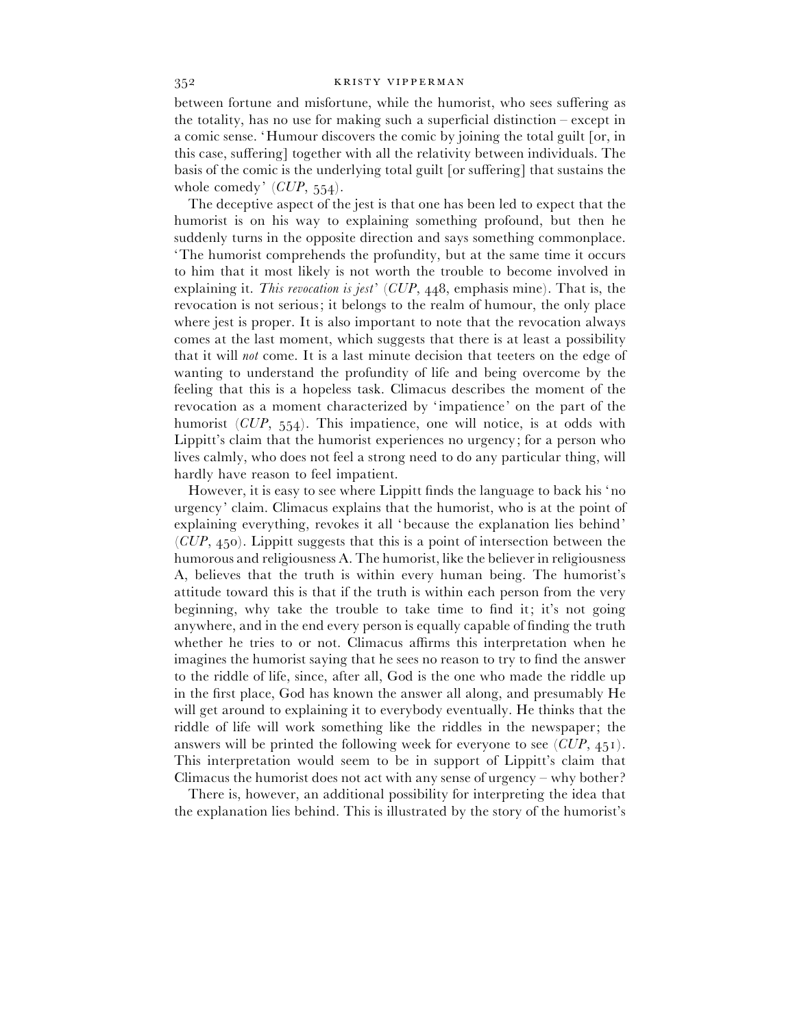between fortune and misfortune, while the humorist, who sees suffering as the totality, has no use for making such a superficial distinction – except in a comic sense. 'Humour discovers the comic by joining the total guilt [or, in this case, suffering] together with all the relativity between individuals. The basis of the comic is the underlying total guilt [or suffering] that sustains the whole comedy' (*CUP*, 554).

The deceptive aspect of the jest is that one has been led to expect that the humorist is on his way to explaining something profound, but then he suddenly turns in the opposite direction and says something commonplace. 'The humorist comprehends the profundity, but at the same time it occurs to him that it most likely is not worth the trouble to become involved in explaining it. *This revocation is jest*' (*CUP*, 448, emphasis mine). That is, the revocation is not serious; it belongs to the realm of humour, the only place where jest is proper. It is also important to note that the revocation always comes at the last moment, which suggests that there is at least a possibility that it will *not* come. It is a last minute decision that teeters on the edge of wanting to understand the profundity of life and being overcome by the feeling that this is a hopeless task. Climacus describes the moment of the revocation as a moment characterized by 'impatience' on the part of the humorist (*CUP*, 554). This impatience, one will notice, is at odds with Lippitt's claim that the humorist experiences no urgency; for a person who lives calmly, who does not feel a strong need to do any particular thing, will hardly have reason to feel impatient.

However, it is easy to see where Lippitt finds the language to back his 'no urgency' claim. Climacus explains that the humorist, who is at the point of explaining everything, revokes it all 'because the explanation lies behind' (*CUP*, 450). Lippitt suggests that this is a point of intersection between the humorous and religiousness A. The humorist, like the believer in religiousness A, believes that the truth is within every human being. The humorist's attitude toward this is that if the truth is within each person from the very beginning, why take the trouble to take time to find it; it's not going anywhere, and in the end every person is equally capable of finding the truth whether he tries to or not. Climacus affirms this interpretation when he imagines the humorist saying that he sees no reason to try to find the answer to the riddle of life, since, after all, God is the one who made the riddle up in the first place, God has known the answer all along, and presumably He will get around to explaining it to everybody eventually. He thinks that the riddle of life will work something like the riddles in the newspaper; the answers will be printed the following week for everyone to see (*CUP*, 451). This interpretation would seem to be in support of Lippitt's claim that Climacus the humorist does not act with any sense of urgency – why bother?

There is, however, an additional possibility for interpreting the idea that the explanation lies behind. This is illustrated by the story of the humorist's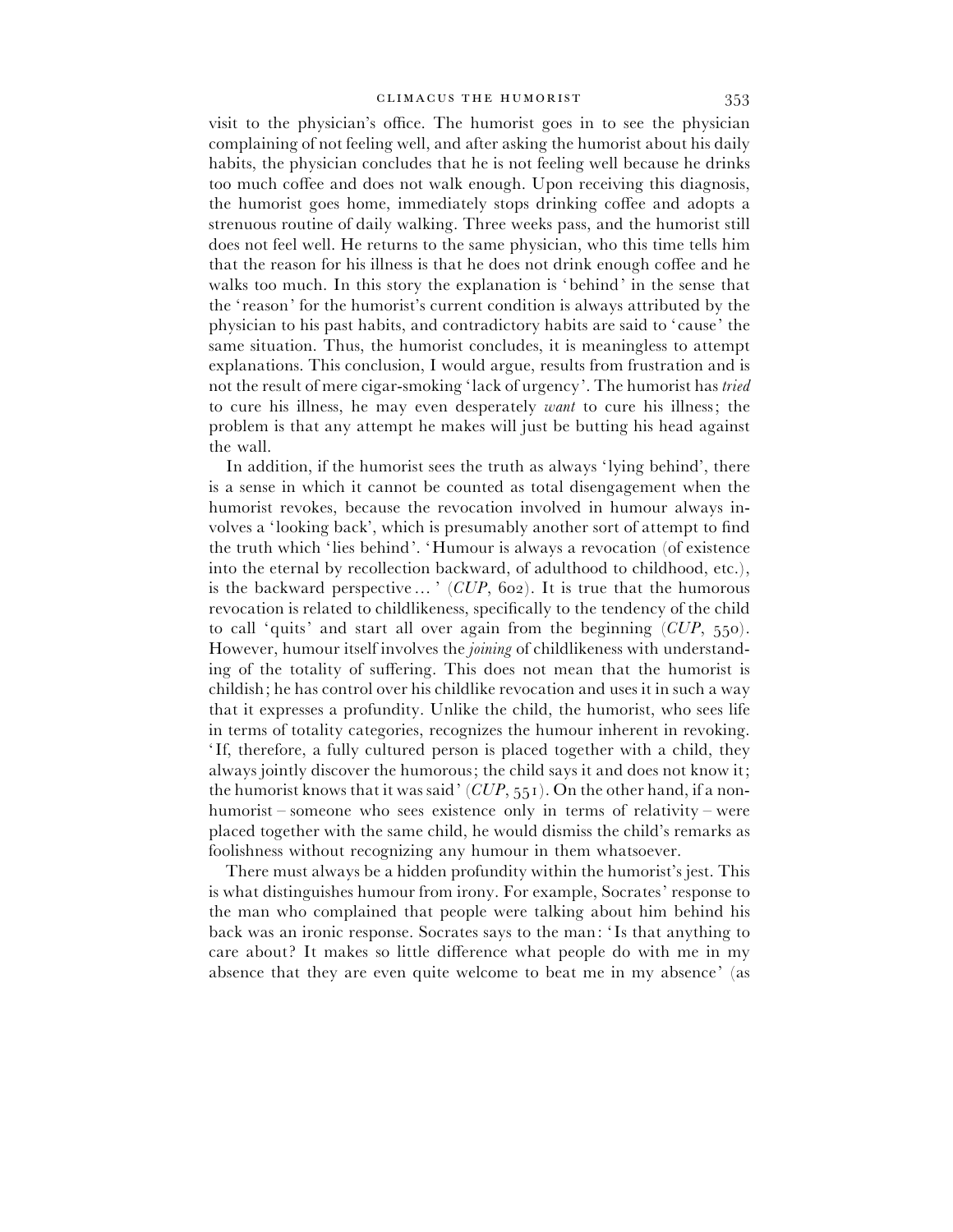visit to the physician's office. The humorist goes in to see the physician complaining of not feeling well, and after asking the humorist about his daily habits, the physician concludes that he is not feeling well because he drinks too much coffee and does not walk enough. Upon receiving this diagnosis, the humorist goes home, immediately stops drinking coffee and adopts a strenuous routine of daily walking. Three weeks pass, and the humorist still does not feel well. He returns to the same physician, who this time tells him that the reason for his illness is that he does not drink enough coffee and he walks too much. In this story the explanation is 'behind' in the sense that the 'reason' for the humorist's current condition is always attributed by the physician to his past habits, and contradictory habits are said to 'cause' the same situation. Thus, the humorist concludes, it is meaningless to attempt explanations. This conclusion, I would argue, results from frustration and is not the result of mere cigar-smoking 'lack of urgency'. The humorist has *tried* to cure his illness, he may even desperately *want* to cure his illness; the problem is that any attempt he makes will just be butting his head against the wall.

In addition, if the humorist sees the truth as always 'lying behind', there is a sense in which it cannot be counted as total disengagement when the humorist revokes, because the revocation involved in humour always involves a 'looking back', which is presumably another sort of attempt to find the truth which 'lies behind'. 'Humour is always a revocation (of existence into the eternal by recollection backward, of adulthood to childhood, etc.), is the backward perspective ... ' (*CUP*, 602). It is true that the humorous revocation is related to childlikeness, specifically to the tendency of the child to call 'quits' and start all over again from the beginning (*CUP*, 550). However, humour itself involves the *joining* of childlikeness with understanding of the totality of suffering. This does not mean that the humorist is childish; he has control over his childlike revocation and uses it in such a way that it expresses a profundity. Unlike the child, the humorist, who sees life in terms of totality categories, recognizes the humour inherent in revoking. 'If, therefore, a fully cultured person is placed together with a child, they always jointly discover the humorous; the child says it and does not know it; the humorist knows that it was said' (*CUP*, 551). On the other hand, if a non-humorist – someone who sees existence only in terms of relativity – were placed together with the same child, he would dismiss the child's remarks as foolishness without recognizing any humour in them whatsoever.

There must always be a hidden profundity within the humorist's jest. This is what distinguishes humour from irony. For example, Socrates' response to the man who complained that people were talking about him behind his back was an ironic response. Socrates says to the man: 'Is that anything to care about? It makes so little difference what people do with me in my absence that they are even quite welcome to beat me in my absence' (as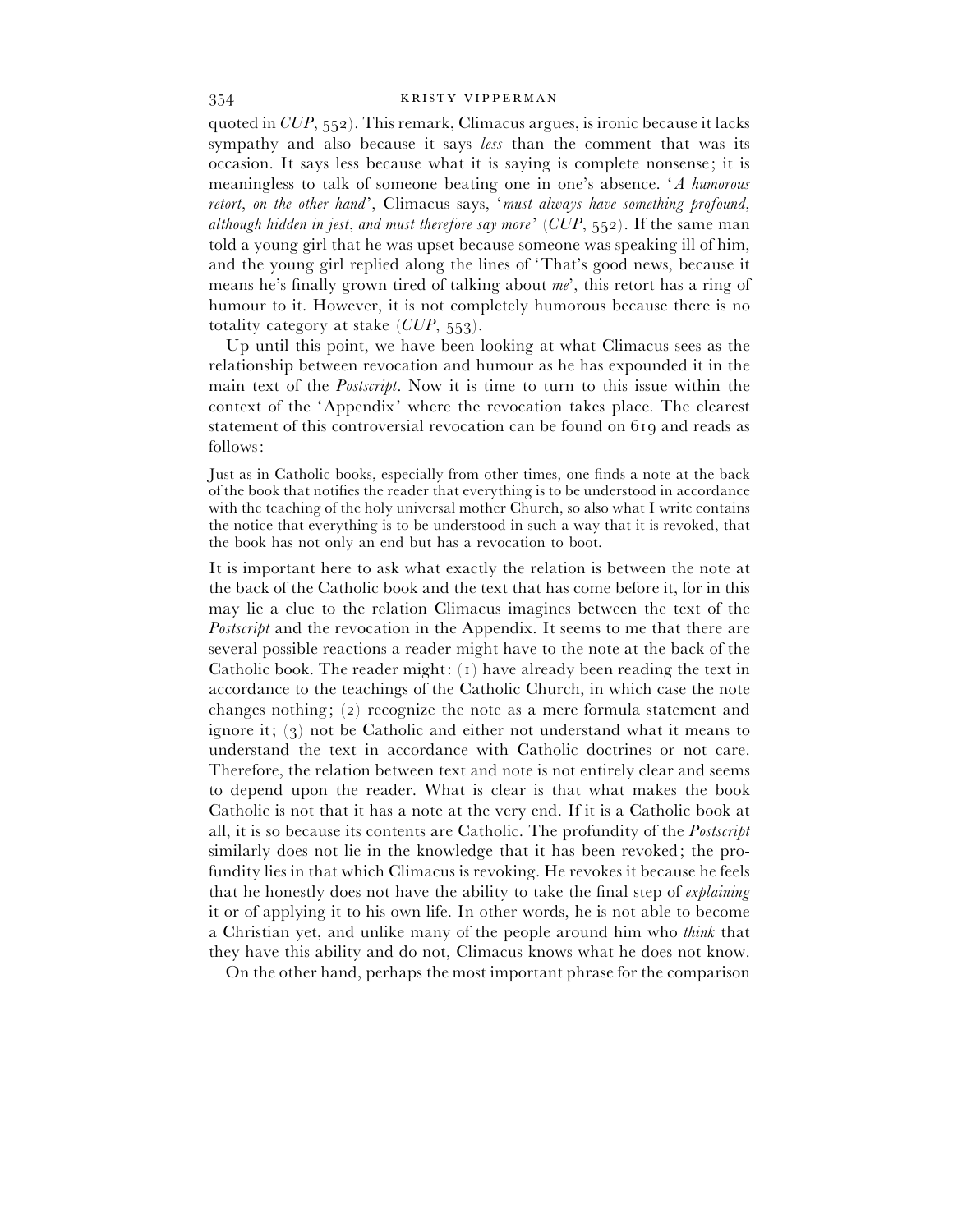quoted in *CUP*, 552). This remark, Climacus argues, is ironic because it lacks sympathy and also because it says *less* than the comment that was its occasion. It says less because what it is saying is complete nonsense; it is meaningless to talk of someone beating one in one's absence. '*A humorous retort, on the other hand*', Climacus says, '*must always have something profound, although hidden in jest, and must therefore say more*' (*CUP*, 552). If the same man told a young girl that he was upset because someone was speaking ill of him, and the young girl replied along the lines of 'That's good news, because it means he's finally grown tired of talking about *me*', this retort has a ring of humour to it. However, it is not completely humorous because there is no totality category at stake (*CUP*, 553).

Up until this point, we have been looking at what Climacus sees as the relationship between revocation and humour as he has expounded it in the main text of the *Postscript*. Now it is time to turn to this issue within the context of the 'Appendix' where the revocation takes place. The clearest statement of this controversial revocation can be found on 619 and reads as follows:

> Just as in Catholic books, especially from other times, one finds a note at the back of the book that notifies the reader that everything is to be understood in accordance with the teaching of the holy universal mother Church, so also what I write contains the notice that everything is to be understood in such a way that it is revoked, that the book has not only an end but has a revocation to boot.

It is important here to ask what exactly the relation is between the note at the back of the Catholic book and the text that has come before it, for in this may lie a clue to the relation Climacus imagines between the text of the *Postscript* and the revocation in the Appendix. It seems to me that there are several possible reactions a reader might have to the note at the back of the Catholic book. The reader might: (1) have already been reading the text in accordance to the teachings of the Catholic Church, in which case the note changes nothing; (2) recognize the note as a mere formula statement and ignore it; (3) not be Catholic and either not understand what it means to understand the text in accordance with Catholic doctrines or not care. Therefore, the relation between text and note is not entirely clear and seems to depend upon the reader. What is clear is that what makes the book Catholic is not that it has a note at the very end. If it is a Catholic book at all, it is so because its contents are Catholic. The profundity of the *Postscript* similarly does not lie in the knowledge that it has been revoked; the profundity lies in that which Climacus is revoking. He revokes it because he feels that he honestly does not have the ability to take the final step of *explaining* it or of applying it to his own life. In other words, he is not able to become a Christian yet, and unlike many of the people around him who *think* that they have this ability and do not, Climacus knows what he does not know.

On the other hand, perhaps the most important phrase for the comparison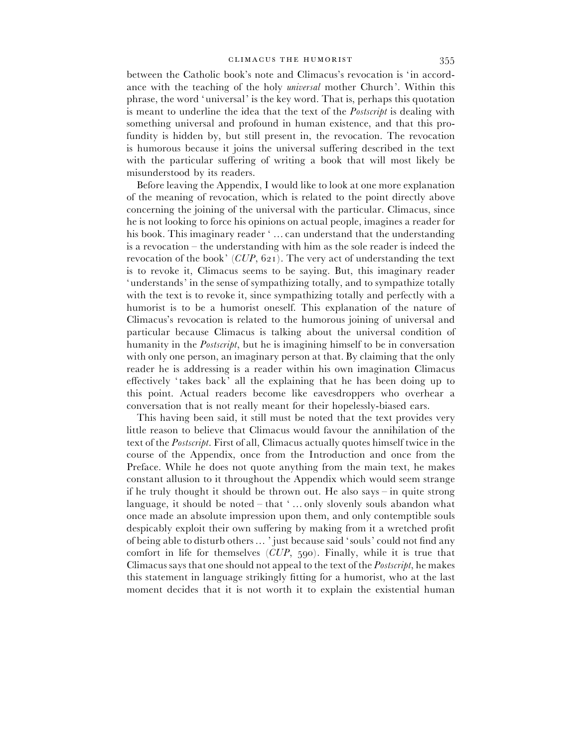between the Catholic book's note and Climacus's revocation is 'in accordance with the teaching of the holy *universal* mother Church'. Within this phrase, the word 'universal' is the key word. That is, perhaps this quotation is meant to underline the idea that the text of the *Postscript* is dealing with something universal and profound in human existence, and that this profundity is hidden by, but still present in, the revocation. The revocation is humorous because it joins the universal suffering described in the text with the particular suffering of writing a book that will most likely be misunderstood by its readers.

Before leaving the Appendix, I would like to look at one more explanation of the meaning of revocation, which is related to the point directly above concerning the joining of the universal with the particular. Climacus, since he is not looking to force his opinions on actual people, imagines a reader for his book. This imaginary reader ' … can understand that the understanding is a revocation – the understanding with him as the sole reader is indeed the revocation of the book' (*CUP*, 621). The very act of understanding the text is to revoke it, Climacus seems to be saying. But, this imaginary reader 'understands' in the sense of sympathizing totally, and to sympathize totally with the text is to revoke it, since sympathizing totally and perfectly with a humorist is to be a humorist oneself. This explanation of the nature of Climacus's revocation is related to the humorous joining of universal and particular because Climacus is talking about the universal condition of humanity in the *Postscript*, but he is imagining himself to be in conversation with only one person, an imaginary person at that. By claiming that the only reader he is addressing is a reader within his own imagination Climacus effectively 'takes back' all the explaining that he has been doing up to this point. Actual readers become like eavesdroppers who overhear a conversation that is not really meant for their hopelessly-biased ears.

This having been said, it still must be noted that the text provides very little reason to believe that Climacus would favour the annihilation of the text of the *Postscript*. First of all, Climacus actually quotes himself twice in the course of the Appendix, once from the Introduction and once from the Preface. While he does not quote anything from the main text, he makes constant allusion to it throughout the Appendix which would seem strange if he truly thought it should be thrown out. He also says – in quite strong language, it should be noted – that ' … only slovenly souls abandon what once made an absolute impression upon them, and only contemptible souls despicably exploit their own suffering by making from it a wretched profit of being able to disturb others … ' just because said 'souls' could not find any comfort in life for themselves (*CUP*, 590). Finally, while it is true that Climacus says that one should not appeal to the text of the *Postscript*, he makes this statement in language strikingly fitting for a humorist, who at the last moment decides that it is not worth it to explain the existential human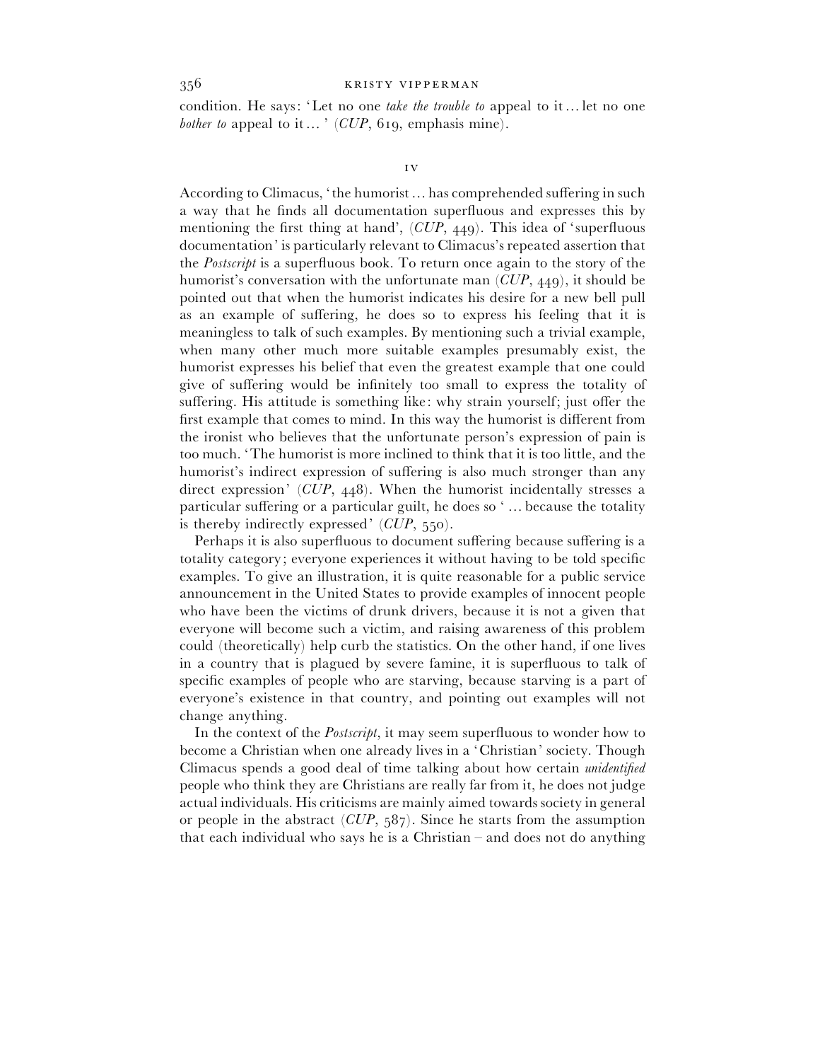condition. He says: 'Let no one *take the trouble to* appeal to it ... let no one *bother to* appeal to it ... ' (*CUP*, 619, emphasis mine).

## IV

According to Climacus, 'the humorist ... has comprehended suffering in such a way that he finds all documentation superfluous and expresses this by mentioning the first thing at hand', (*CUP*, 449). This idea of 'superfluous documentation' is particularly relevant to Climacus's repeated assertion that the *Postscript* is a superfluous book. To return once again to the story of the humorist's conversation with the unfortunate man (*CUP*, 449), it should be pointed out that when the humorist indicates his desire for a new bell pull as an example of suffering, he does so to express his feeling that it is meaningless to talk of such examples. By mentioning such a trivial example, when many other much more suitable examples presumably exist, the humorist expresses his belief that even the greatest example that one could give of suffering would be infinitely too small to express the totality of suffering. His attitude is something like: why strain yourself; just offer the first example that comes to mind. In this way the humorist is different from the ironist who believes that the unfortunate person's expression of pain is too much. 'The humorist is more inclined to think that it is too little, and the humorist's indirect expression of suffering is also much stronger than any direct expression' (*CUP*, 448). When the humorist incidentally stresses a particular suffering or a particular guilt, he does so ' ... because the totality is thereby indirectly expressed' (*CUP*, 550).

Perhaps it is also superfluous to document suffering because suffering is a totality category; everyone experiences it without having to be told specific examples. To give an illustration, it is quite reasonable for a public service announcement in the United States to provide examples of innocent people who have been the victims of drunk drivers, because it is not a given that everyone will become such a victim, and raising awareness of this problem could (theoretically) help curb the statistics. On the other hand, if one lives in a country that is plagued by severe famine, it is superfluous to talk of specific examples of people who are starving, because starving is a part of everyone's existence in that country, and pointing out examples will not change anything.

In the context of the *Postscript*, it may seem superfluous to wonder how to become a Christian when one already lives in a 'Christian' society. Though Climacus spends a good deal of time talking about how certain *unidentified* people who think they are Christians are really far from it, he does not judge actual individuals. His criticisms are mainly aimed towards society in general or people in the abstract (*CUP*, 587). Since he starts from the assumption that each individual who says he is a Christian – and does not do anything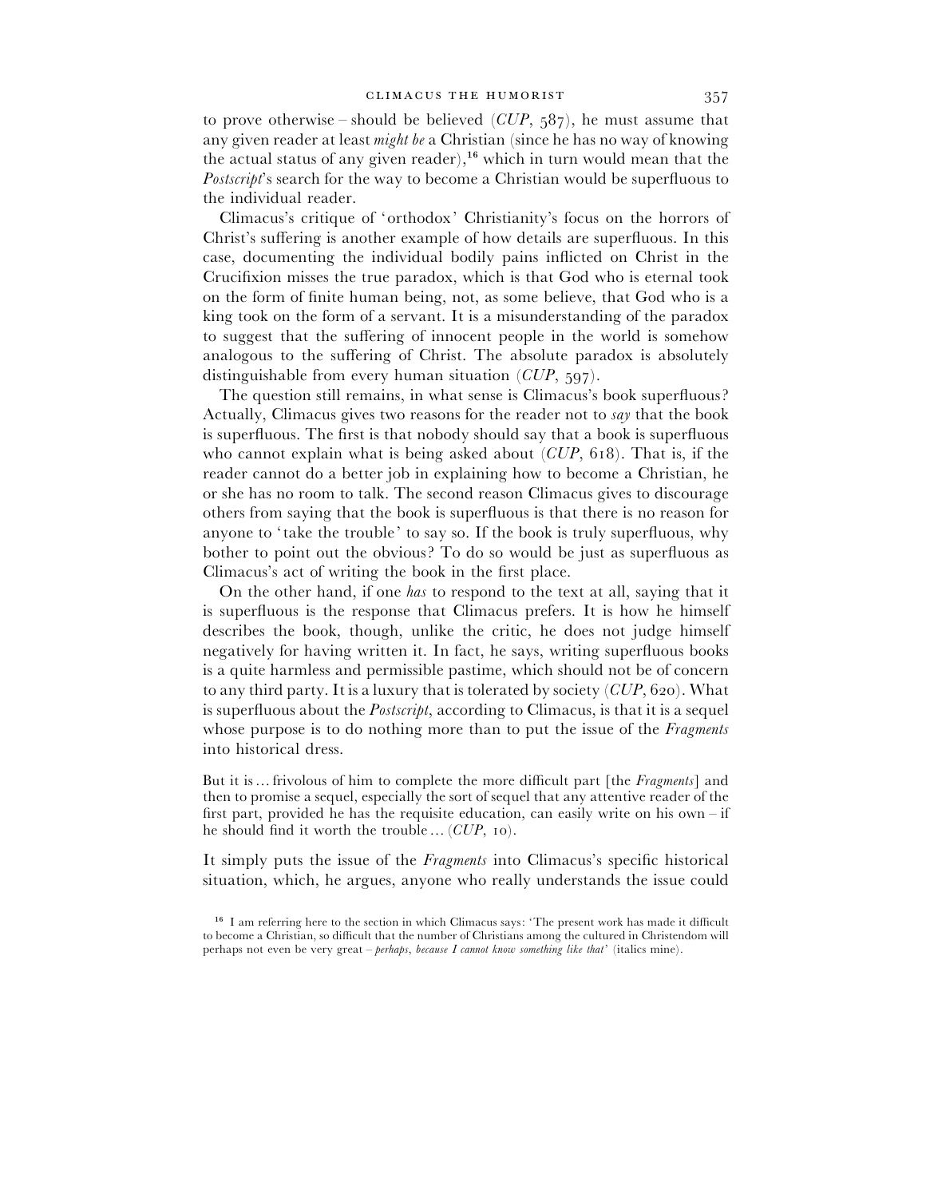to prove otherwise – should be believed (*CUP*, 587), he must assume that any given reader at least *might be* a Christian (since he has no way of knowing the actual status of any given reader),[16] which in turn would mean that the *Postscript*'s search for the way to become a Christian would be superfluous to the individual reader.

Climacus's critique of 'orthodox' Christianity's focus on the horrors of Christ's suffering is another example of how details are superfluous. In this case, documenting the individual bodily pains inflicted on Christ in the Crucifixion misses the true paradox, which is that God who is eternal took on the form of finite human being, not, as some believe, that God who is a king took on the form of a servant. It is a misunderstanding of the paradox to suggest that the suffering of innocent people in the world is somehow analogous to the suffering of Christ. The absolute paradox is absolutely distinguishable from every human situation (*CUP*, 597).

The question still remains, in what sense is Climacus's book superfluous? Actually, Climacus gives two reasons for the reader not to *say* that the book is superfluous. The first is that nobody should say that a book is superfluous who cannot explain what is being asked about (*CUP*, 618). That is, if the reader cannot do a better job in explaining how to become a Christian, he or she has no room to talk. The second reason Climacus gives to discourage others from saying that the book is superfluous is that there is no reason for anyone to 'take the trouble' to say so. If the book is truly superfluous, why bother to point out the obvious? To do so would be just as superfluous as Climacus's act of writing the book in the first place.

On the other hand, if one *has* to respond to the text at all, saying that it is superfluous is the response that Climacus prefers. It is how he himself describes the book, though, unlike the critic, he does not judge himself negatively for having written it. In fact, he says, writing superfluous books is a quite harmless and permissible pastime, which should not be of concern to any third party. It is a luxury that is tolerated by society (*CUP*, 620). What is superfluous about the *Postscript*, according to Climacus, is that it is a sequel whose purpose is to do nothing more than to put the issue of the *Fragments* into historical dress.

> But it is … frivolous of him to complete the more difficult part [the *Fragments*] and then to promise a sequel, especially the sort of sequel that any attentive reader of the first part, provided he has the requisite education, can easily write on his own – if he should find it worth the trouble … (*CUP*, 10).

It simply puts the issue of the *Fragments* into Climacus's specific historical situation, which, he argues, anyone who really understands the issue could

[16] I am referring here to the section in which Climacus says: 'The present work has made it difficult to become a Christian, so difficult that the number of Christians among the cultured in Christendom will perhaps not even be very great – *perhaps, because I cannot know something like that*' (italics mine).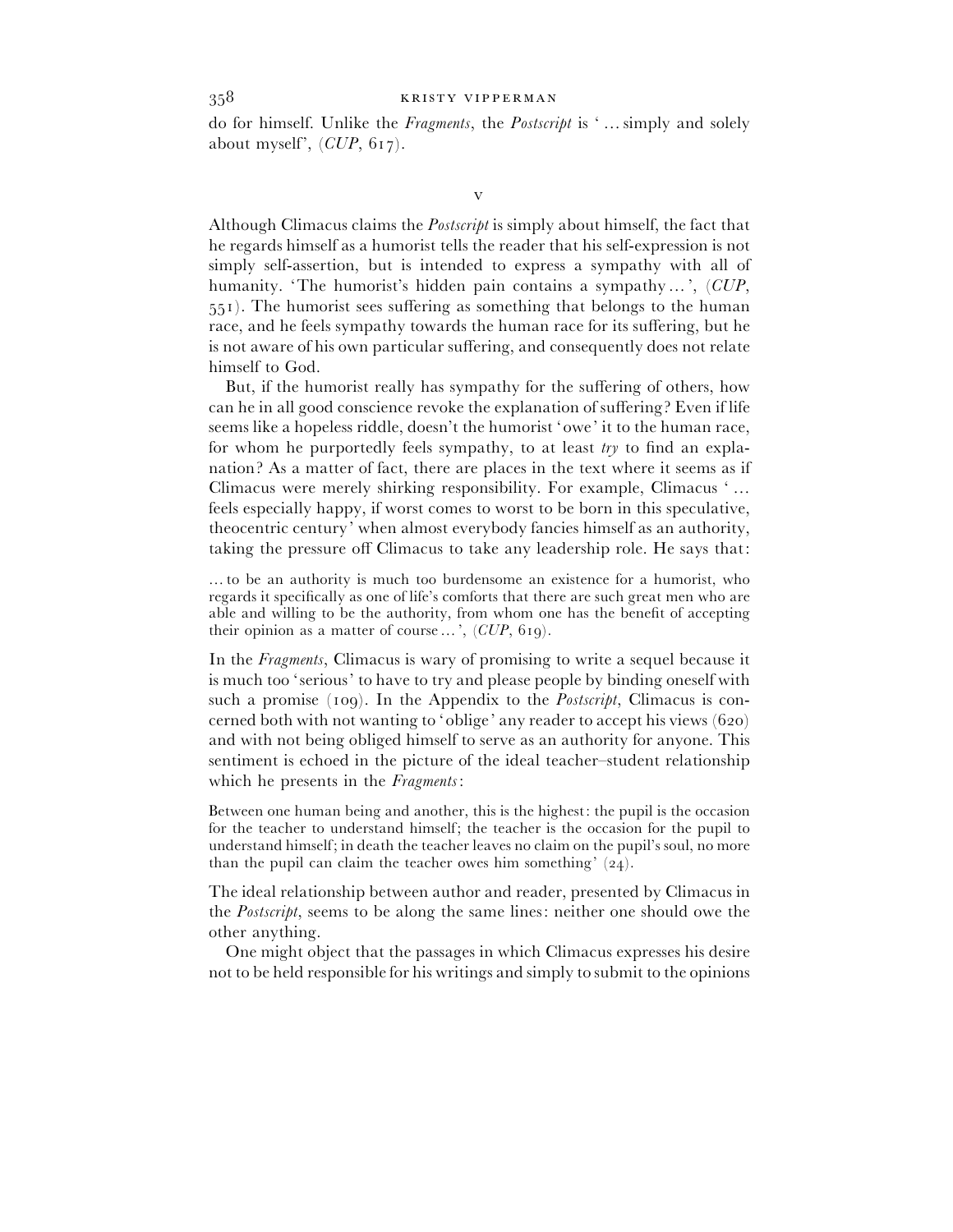do for himself. Unlike the *Fragments*, the *Postscript* is '... simply and solely about myself', (*CUP*, 617).

## V

Although Climacus claims the *Postscript* is simply about himself, the fact that he regards himself as a humorist tells the reader that his self-expression is not simply self-assertion, but is intended to express a sympathy with all of humanity. 'The humorist's hidden pain contains a sympathy...', (*CUP*, 551). The humorist sees suffering as something that belongs to the human race, and he feels sympathy towards the human race for its suffering, but he is not aware of his own particular suffering, and consequently does not relate himself to God.

But, if the humorist really has sympathy for the suffering of others, how can he in all good conscience revoke the explanation of suffering? Even if life seems like a hopeless riddle, doesn't the humorist 'owe' it to the human race, for whom he purportedly feels sympathy, to at least *try* to find an explanation? As a matter of fact, there are places in the text where it seems as if Climacus were merely shirking responsibility. For example, Climacus '... feels especially happy, if worst comes to worst to be born in this speculative, theocentric century' when almost everybody fancies himself as an authority, taking the pressure off Climacus to take any leadership role. He says that:

> ... to be an authority is much too burdensome an existence for a humorist, who regards it specifically as one of life's comforts that there are such great men who are able and willing to be the authority, from whom one has the benefit of accepting their opinion as a matter of course...', (*CUP*, 619).

In the *Fragments*, Climacus is wary of promising to write a sequel because it is much too 'serious' to have to try and please people by binding oneself with such a promise (109). In the Appendix to the *Postscript*, Climacus is concerned both with not wanting to 'oblige' any reader to accept his views (620) and with not being obliged himself to serve as an authority for anyone. This sentiment is echoed in the picture of the ideal teacher–student relationship which he presents in the *Fragments*:

> Between one human being and another, this is the highest: the pupil is the occasion for the teacher to understand himself; the teacher is the occasion for the pupil to understand himself; in death the teacher leaves no claim on the pupil's soul, no more than the pupil can claim the teacher owes him something' (24).

The ideal relationship between author and reader, presented by Climacus in the *Postscript*, seems to be along the same lines: neither one should owe the other anything.

One might object that the passages in which Climacus expresses his desire not to be held responsible for his writings and simply to submit to the opinions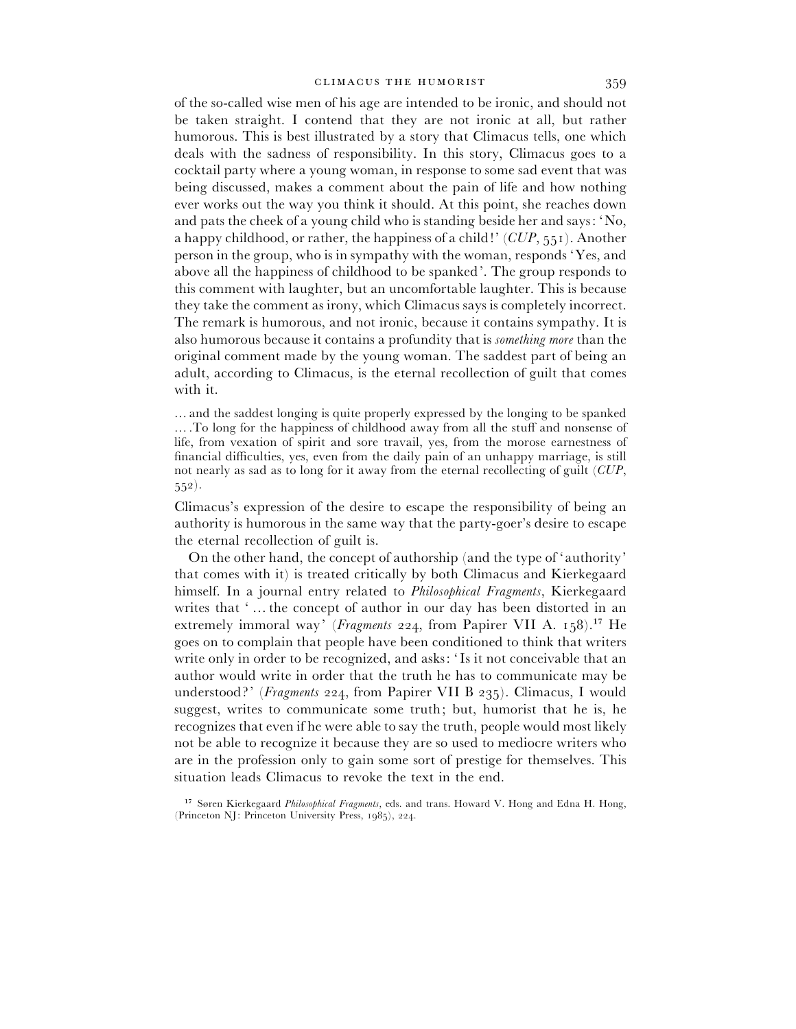of the so-called wise men of his age are intended to be ironic, and should not be taken straight. I contend that they are not ironic at all, but rather humorous. This is best illustrated by a story that Climacus tells, one which deals with the sadness of responsibility. In this story, Climacus goes to a cocktail party where a young woman, in response to some sad event that was being discussed, makes a comment about the pain of life and how nothing ever works out the way you think it should. At this point, she reaches down and pats the cheek of a young child who is standing beside her and says: 'No, a happy childhood, or rather, the happiness of a child!' (*CUP*, 551). Another person in the group, who is in sympathy with the woman, responds 'Yes, and above all the happiness of childhood to be spanked'. The group responds to this comment with laughter, but an uncomfortable laughter. This is because they take the comment as irony, which Climacus says is completely incorrect. The remark is humorous, and not ironic, because it contains sympathy. It is also humorous because it contains a profundity that is *something more* than the original comment made by the young woman. The saddest part of being an adult, according to Climacus, is the eternal recollection of guilt that comes with it.

> ... and the saddest longing is quite properly expressed by the longing to be spanked .... To long for the happiness of childhood away from all the stuff and nonsense of life, from vexation of spirit and sore travail, yes, from the morose earnestness of financial difficulties, yes, even from the daily pain of an unhappy marriage, is still not nearly as sad as to long for it away from the eternal recollecting of guilt (*CUP*, 552).

Climacus's expression of the desire to escape the responsibility of being an authority is humorous in the same way that the party-goer's desire to escape the eternal recollection of guilt is.

On the other hand, the concept of authorship (and the type of 'authority' that comes with it) is treated critically by both Climacus and Kierkegaard himself. In a journal entry related to *Philosophical Fragments*, Kierkegaard writes that '... the concept of author in our day has been distorted in an extremely immoral way' (*Fragments* 224, from Papirer VII A. 158).[17] He goes on to complain that people have been conditioned to think that writers write only in order to be recognized, and asks: 'Is it not conceivable that an author would write in order that the truth he has to communicate may be understood?' (*Fragments* 224, from Papirer VII B 235). Climacus, I would suggest, writes to communicate some truth; but, humorist that he is, he recognizes that even if he were able to say the truth, people would most likely not be able to recognize it because they are so used to mediocre writers who are in the profession only to gain some sort of prestige for themselves. This situation leads Climacus to revoke the text in the end.

[17] Søren Kierkegaard *Philosophical Fragments*, eds. and trans. Howard V. Hong and Edna H. Hong, (Princeton NJ: Princeton University Press, 1985), 224.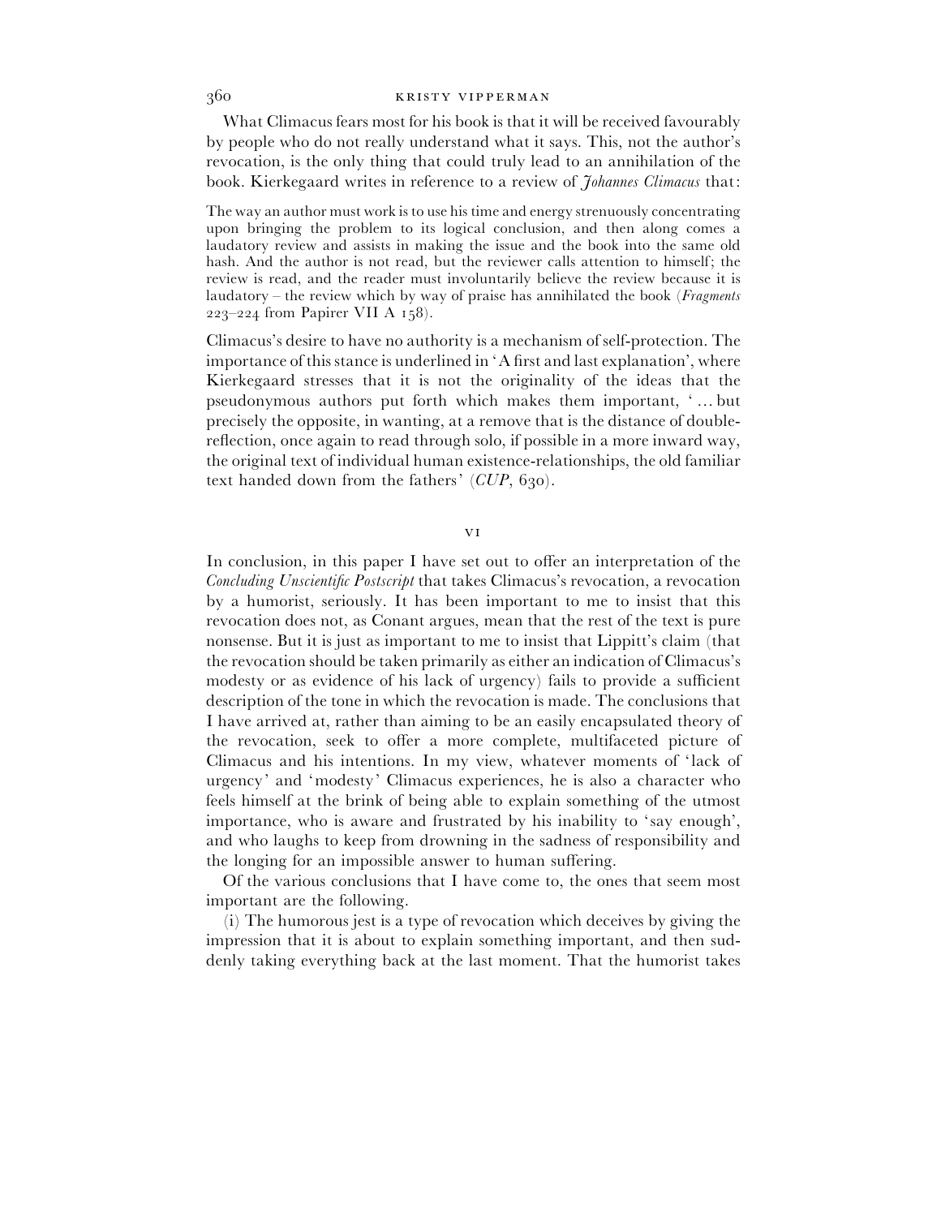What Climacus fears most for his book is that it will be received favourably by people who do not really understand what it says. This, not the author's revocation, is the only thing that could truly lead to an annihilation of the book. Kierkegaard writes in reference to a review of *Johannes Climacus* that:

> The way an author must work is to use his time and energy strenuously concentrating upon bringing the problem to its logical conclusion, and then along comes a laudatory review and assists in making the issue and the book into the same old hash. And the author is not read, but the reviewer calls attention to himself; the review is read, and the reader must involuntarily believe the review because it is laudatory – the review which by way of praise has annihilated the book (*Fragments* 223–224 from Papirer VII A 158).

Climacus's desire to have no authority is a mechanism of self-protection. The importance of this stance is underlined in 'A first and last explanation', where Kierkegaard stresses that it is not the originality of the ideas that the pseudonymous authors put forth which makes them important, '... but precisely the opposite, in wanting, at a remove that is the distance of double-reflection, once again to read through solo, if possible in a more inward way, the original text of individual human existence-relationships, the old familiar text handed down from the fathers' (*CUP*, 630).

## VI

In conclusion, in this paper I have set out to offer an interpretation of the *Concluding Unscientific Postscript* that takes Climacus's revocation, a revocation by a humorist, seriously. It has been important to me to insist that this revocation does not, as Conant argues, mean that the rest of the text is pure nonsense. But it is just as important to me to insist that Lippitt's claim (that the revocation should be taken primarily as either an indication of Climacus's modesty or as evidence of his lack of urgency) fails to provide a sufficient description of the tone in which the revocation is made. The conclusions that I have arrived at, rather than aiming to be an easily encapsulated theory of the revocation, seek to offer a more complete, multifaceted picture of Climacus and his intentions. In my view, whatever moments of 'lack of urgency' and 'modesty' Climacus experiences, he is also a character who feels himself at the brink of being able to explain something of the utmost importance, who is aware and frustrated by his inability to 'say enough', and who laughs to keep from drowning in the sadness of responsibility and the longing for an impossible answer to human suffering.

Of the various conclusions that I have come to, the ones that seem most important are the following.

(i) The humorous jest is a type of revocation which deceives by giving the impression that it is about to explain something important, and then suddenly taking everything back at the last moment. That the humorist takes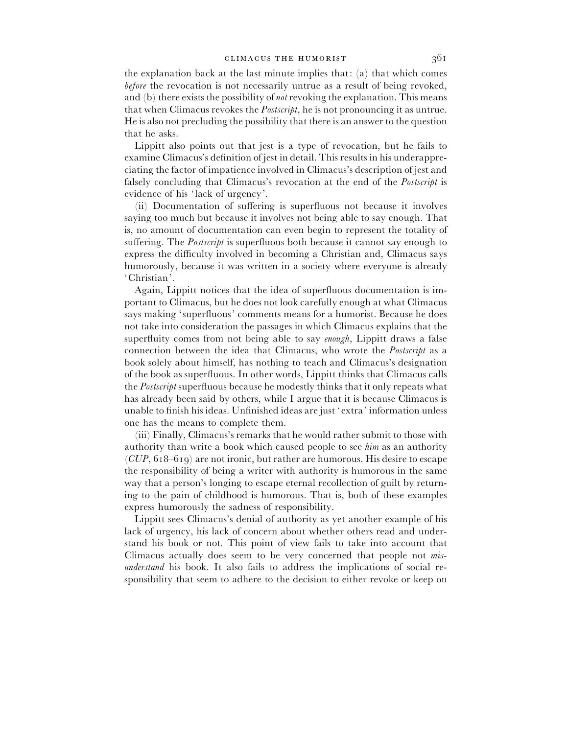the explanation back at the last minute implies that: (a) that which comes *before* the revocation is not necessarily untrue as a result of being revoked, and (b) there exists the possibility of *not* revoking the explanation. This means that when Climacus revokes the *Postscript*, he is not pronouncing it as untrue. He is also not precluding the possibility that there is an answer to the question that he asks.

Lippitt also points out that jest is a type of revocation, but he fails to examine Climacus's definition of jest in detail. This results in his underappreciating the factor of impatience involved in Climacus's description of jest and falsely concluding that Climacus's revocation at the end of the *Postscript* is evidence of his 'lack of urgency'.

(ii) Documentation of suffering is superfluous not because it involves saying too much but because it involves not being able to say enough. That is, no amount of documentation can even begin to represent the totality of suffering. The *Postscript* is superfluous both because it cannot say enough to express the difficulty involved in becoming a Christian and, Climacus says humorously, because it was written in a society where everyone is already 'Christian'.

Again, Lippitt notices that the idea of superfluous documentation is important to Climacus, but he does not look carefully enough at what Climacus says making 'superfluous' comments means for a humorist. Because he does not take into consideration the passages in which Climacus explains that the superfluity comes from not being able to say *enough*, Lippitt draws a false connection between the idea that Climacus, who wrote the *Postscript* as a book solely about himself, has nothing to teach and Climacus's designation of the book as superfluous. In other words, Lippitt thinks that Climacus calls the *Postscript* superfluous because he modestly thinks that it only repeats what has already been said by others, while I argue that it is because Climacus is unable to finish his ideas. Unfinished ideas are just 'extra' information unless one has the means to complete them.

(iii) Finally, Climacus's remarks that he would rather submit to those with authority than write a book which caused people to see *him* as an authority (*CUP*, 618–619) are not ironic, but rather are humorous. His desire to escape the responsibility of being a writer with authority is humorous in the same way that a person's longing to escape eternal recollection of guilt by returning to the pain of childhood is humorous. That is, both of these examples express humorously the sadness of responsibility.

Lippitt sees Climacus's denial of authority as yet another example of his lack of urgency, his lack of concern about whether others read and understand his book or not. This point of view fails to take into account that Climacus actually does seem to be very concerned that people not *misunderstand* his book. It also fails to address the implications of social responsibility that seem to adhere to the decision to either revoke or keep on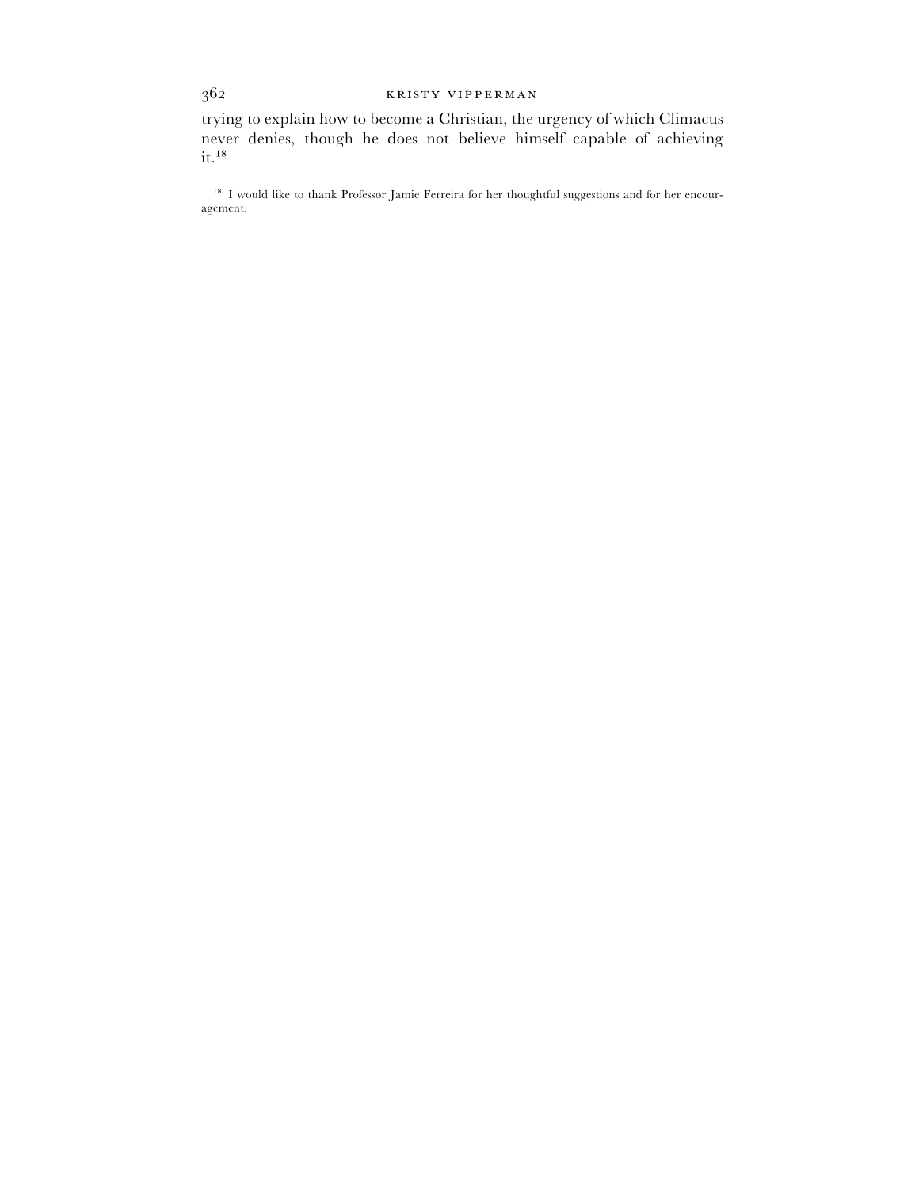trying to explain how to become a Christian, the urgency of which Climacus never denies, though he does not believe himself capable of achieving it.[18]

[18] I would like to thank Professor Jamie Ferreira for her thoughtful suggestions and for her encouragement.